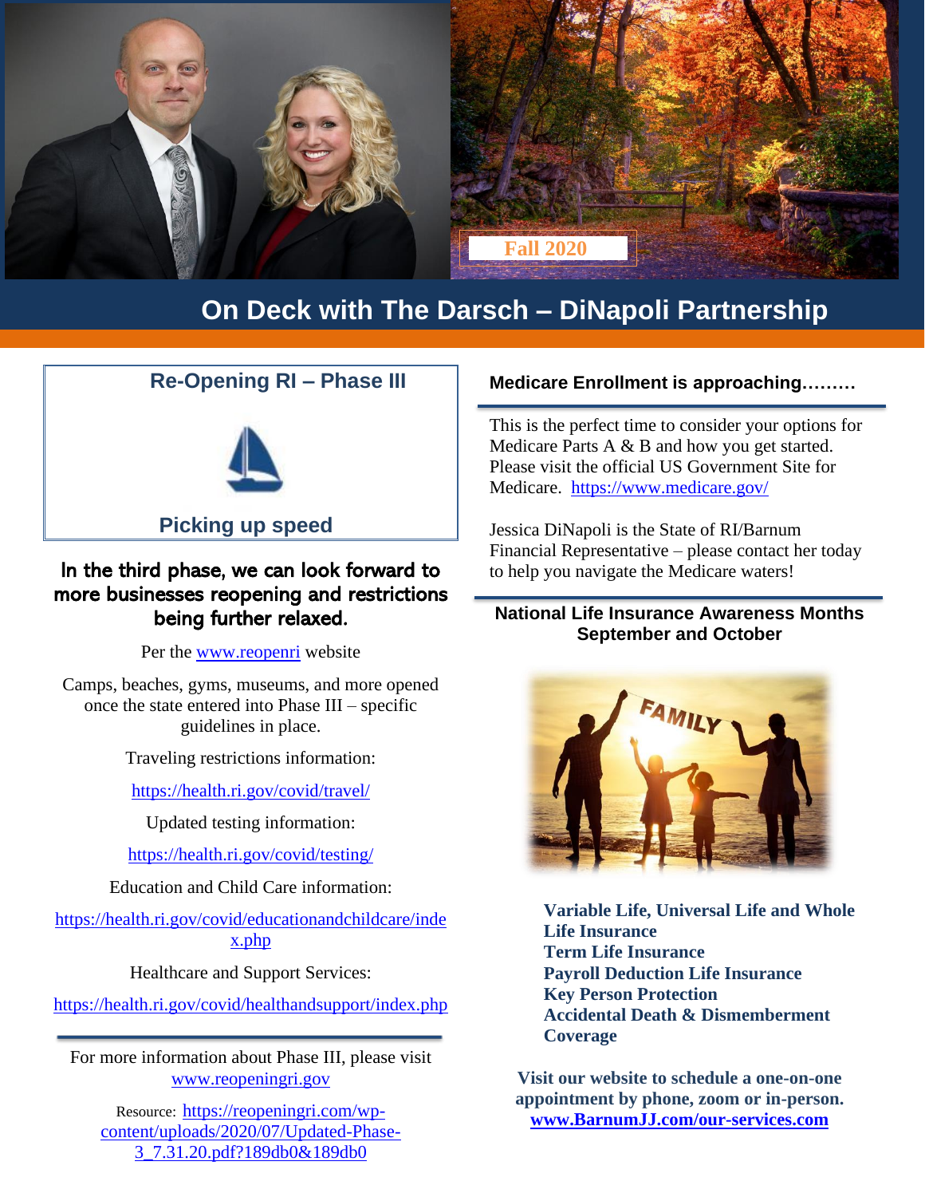Fall 2020

# On Deck with The Darsch – DiNapoli Partnership

## Re-Opening RI – Phase III

**Picking up speed**

**In the third phase, we can look forward to more businesses reopening and restrictions being further relaxed.**

Per the www.reopenri website

Camps, beaches, gyms, museums, and more opened once the state entered into Phase III – specific guidelines in place.

Traveling restrictions information:

https://health.ri.gov/covid/travel/

Updated testing information:

https://health.ri.gov/covid/testing/

Education and Child Care information:

https://health.ri.gov/covid/educationandchildcare/index.php

Healthcare and Support Services:

https://health.ri.gov/covid/healthandsupport/index.php

---

For more information about Phase III, please visit www.reopeningri.gov

Resource: https://reopeningri.com/wp-content/uploads/2020/07/Updated-Phase-3_7.31.20.pdf?189db0&189db0

## Medicare Enrollment is approaching………

This is the perfect time to consider your options for Medicare Parts A & B and how you get started. Please visit the official US Government Site for Medicare. https://www.medicare.gov/

Jessica DiNapoli is the State of RI/Barnum Financial Representative – please contact her today to help you navigate the Medicare waters!

## National Life Insurance Awareness Months September and October

**Variable Life, Universal Life and Whole Life Insurance**
**Term Life Insurance**
**Payroll Deduction Life Insurance**
**Key Person Protection**
**Accidental Death & Dismemberment Coverage**

**Visit our website to schedule a one-on-one appointment by phone, zoom or in-person.**
**www.BarnumJJ.com/our-services.com**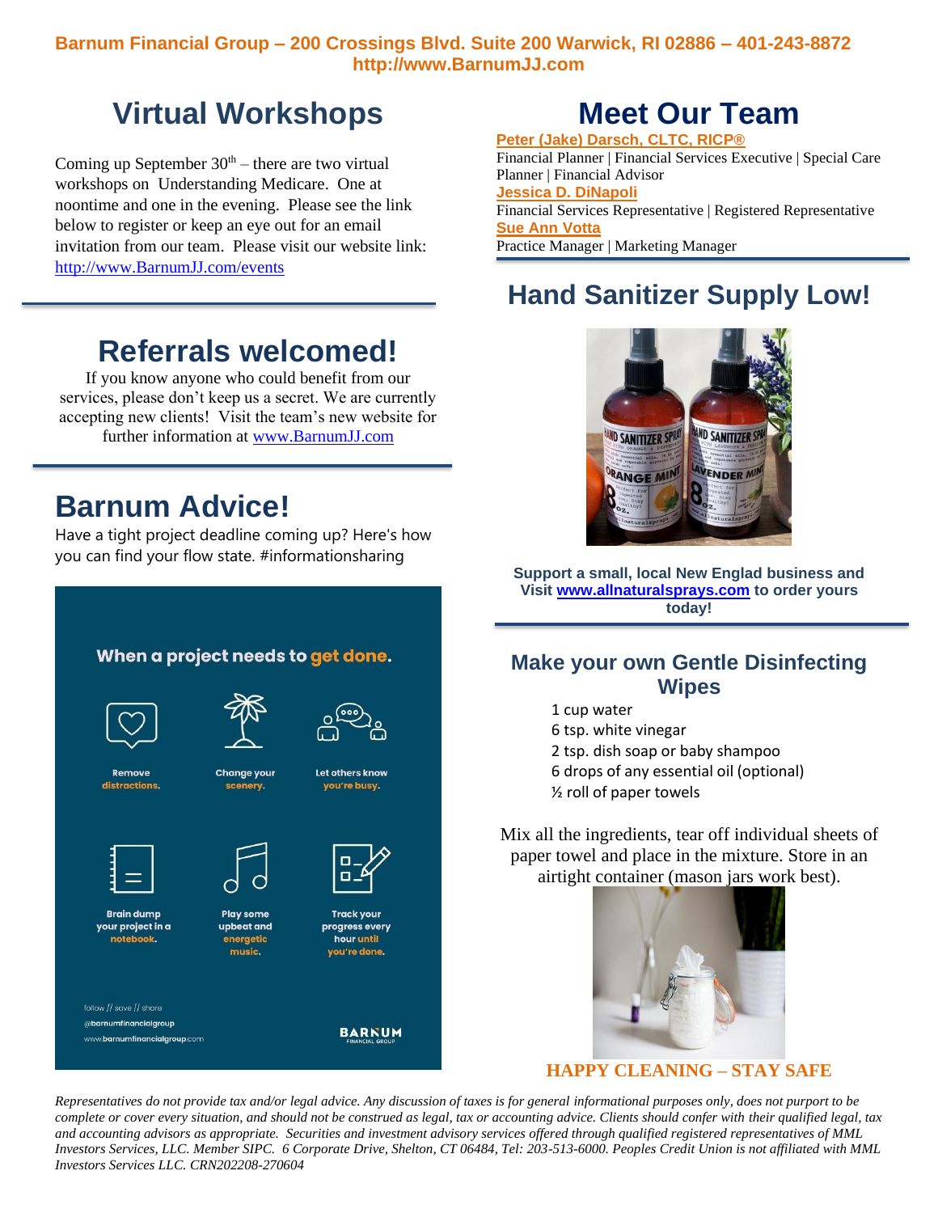**Barnum Financial Group – 200 Crossings Blvd. Suite 200 Warwick, RI 02886 – 401-243-8872**
**http://www.BarnumJJ.com**

# Virtual Workshops

Coming up September 30th – there are two virtual workshops on Understanding Medicare. One at noontime and one in the evening. Please see the link below to register or keep an eye out for an email invitation from our team. Please visit our website link: http://www.BarnumJJ.com/events

# Referrals welcomed!

If you know anyone who could benefit from our services, please don't keep us a secret. We are currently accepting new clients! Visit the team's new website for further information at www.BarnumJJ.com

# Barnum Advice!

Have a tight project deadline coming up? Here's how you can find your flow state. #informationsharing

When a project needs to get done.

Remove distractions.

Change your scenery.

Let others know you're busy.

Brain dump your project in a notebook.

Play some upbeat and energetic music.

Track your progress every hour until you're done.

follow // save // share
@barnumfinancialgroup
www.barnumfinancialgroup.com

BARNUM FINANCIAL GROUP

# Meet Our Team

**Peter (Jake) Darsch, CLTC, RICP®**
Financial Planner | Financial Services Executive | Special Care Planner | Financial Advisor

**Jessica D. DiNapoli**
Financial Services Representative | Registered Representative

**Sue Ann Votta**
Practice Manager | Marketing Manager

# Hand Sanitizer Supply Low!

**Support a small, local New Englad business and Visit www.allnaturalsprays.com to order yours today!**

## Make your own Gentle Disinfecting Wipes

- 1 cup water
- 6 tsp. white vinegar
- 2 tsp. dish soap or baby shampoo
- 6 drops of any essential oil (optional)
- ½ roll of paper towels

Mix all the ingredients, tear off individual sheets of paper towel and place in the mixture. Store in an airtight container (mason jars work best).

**HAPPY CLEANING – STAY SAFE**

*Representatives do not provide tax and/or legal advice. Any discussion of taxes is for general informational purposes only, does not purport to be complete or cover every situation, and should not be construed as legal, tax or accounting advice. Clients should confer with their qualified legal, tax and accounting advisors as appropriate. Securities and investment advisory services offered through qualified registered representatives of MML Investors Services, LLC. Member SIPC. 6 Corporate Drive, Shelton, CT 06484, Tel: 203-513-6000. Peoples Credit Union is not affiliated with MML Investors Services LLC. CRN202208-270604*